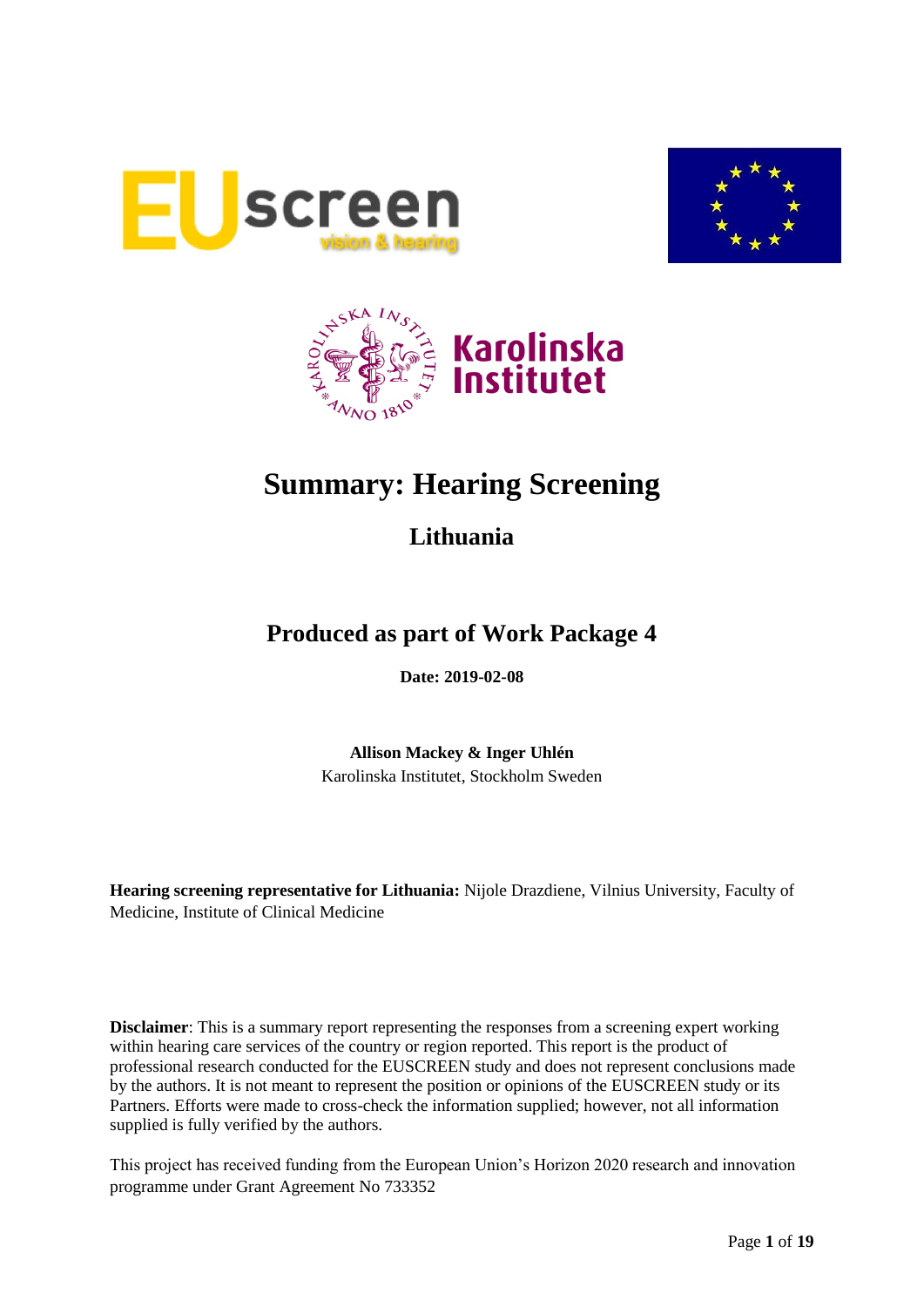# Summary: Hearing Screening

## Lithuania

## Produced as part of Work Package 4

**Date: 2019-02-08**

**Allison Mackey & Inger Uhlén**
Karolinska Institutet, Stockholm Sweden

**Hearing screening representative for Lithuania:** Nijole Drazdiene, Vilnius University, Faculty of Medicine, Institute of Clinical Medicine

**Disclaimer**: This is a summary report representing the responses from a screening expert working within hearing care services of the country or region reported. This report is the product of professional research conducted for the EUSCREEN study and does not represent conclusions made by the authors. It is not meant to represent the position or opinions of the EUSCREEN study or its Partners. Efforts were made to cross-check the information supplied; however, not all information supplied is fully verified by the authors.

This project has received funding from the European Union's Horizon 2020 research and innovation programme under Grant Agreement No 733352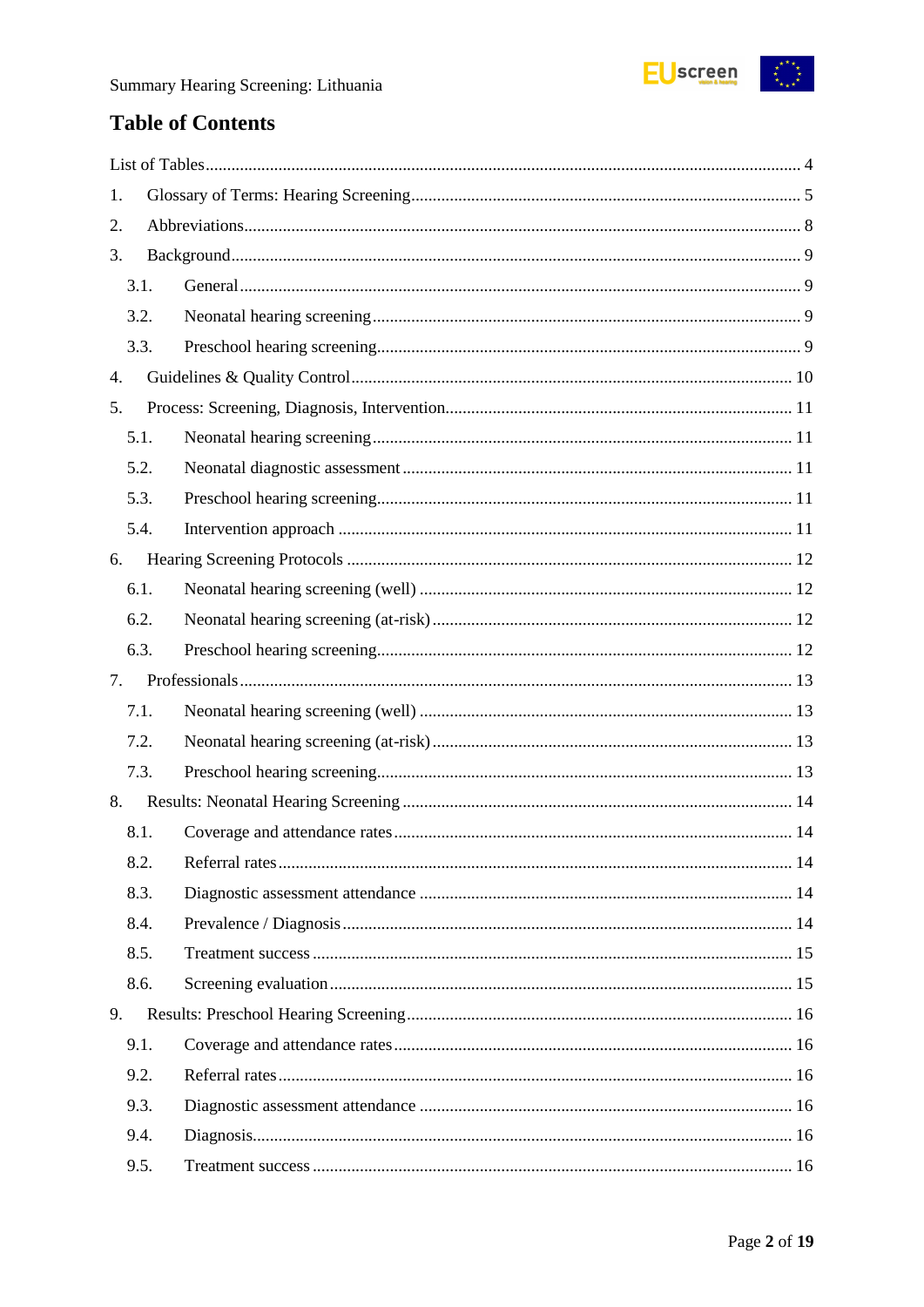# Table of Contents

List of Tables ........................................................................................................ 4

1. Glossary of Terms: Hearing Screening .................................................................. 5
2. Abbreviations ................................................................................................... 8
3. Background ...................................................................................................... 9
   - 3.1. General ...................................................................................................... 9
   - 3.2. Neonatal hearing screening ........................................................................ 9
   - 3.3. Preschool hearing screening ....................................................................... 9
4. Guidelines & Quality Control ............................................................................ 10
5. Process: Screening, Diagnosis, Intervention ....................................................... 11
   - 5.1. Neonatal hearing screening ....................................................................... 11
   - 5.2. Neonatal diagnostic assessment ................................................................ 11
   - 5.3. Preschool hearing screening ...................................................................... 11
   - 5.4. Intervention approach ............................................................................... 11
6. Hearing Screening Protocols ............................................................................. 12
   - 6.1. Neonatal hearing screening (well) .............................................................. 12
   - 6.2. Neonatal hearing screening (at-risk) .......................................................... 12
   - 6.3. Preschool hearing screening ...................................................................... 12
7. Professionals ................................................................................................... 13
   - 7.1. Neonatal hearing screening (well) .............................................................. 13
   - 7.2. Neonatal hearing screening (at-risk) .......................................................... 13
   - 7.3. Preschool hearing screening ...................................................................... 13
8. Results: Neonatal Hearing Screening ................................................................. 14
   - 8.1. Coverage and attendance rates .................................................................. 14
   - 8.2. Referral rates ............................................................................................ 14
   - 8.3. Diagnostic assessment attendance ............................................................ 14
   - 8.4. Prevalence / Diagnosis .............................................................................. 14
   - 8.5. Treatment success ..................................................................................... 15
   - 8.6. Screening evaluation ................................................................................. 15
9. Results: Preschool Hearing Screening ................................................................ 16
   - 9.1. Coverage and attendance rates .................................................................. 16
   - 9.2. Referral rates ............................................................................................ 16
   - 9.3. Diagnostic assessment attendance ............................................................ 16
   - 9.4. Diagnosis .................................................................................................. 16
   - 9.5. Treatment success ..................................................................................... 16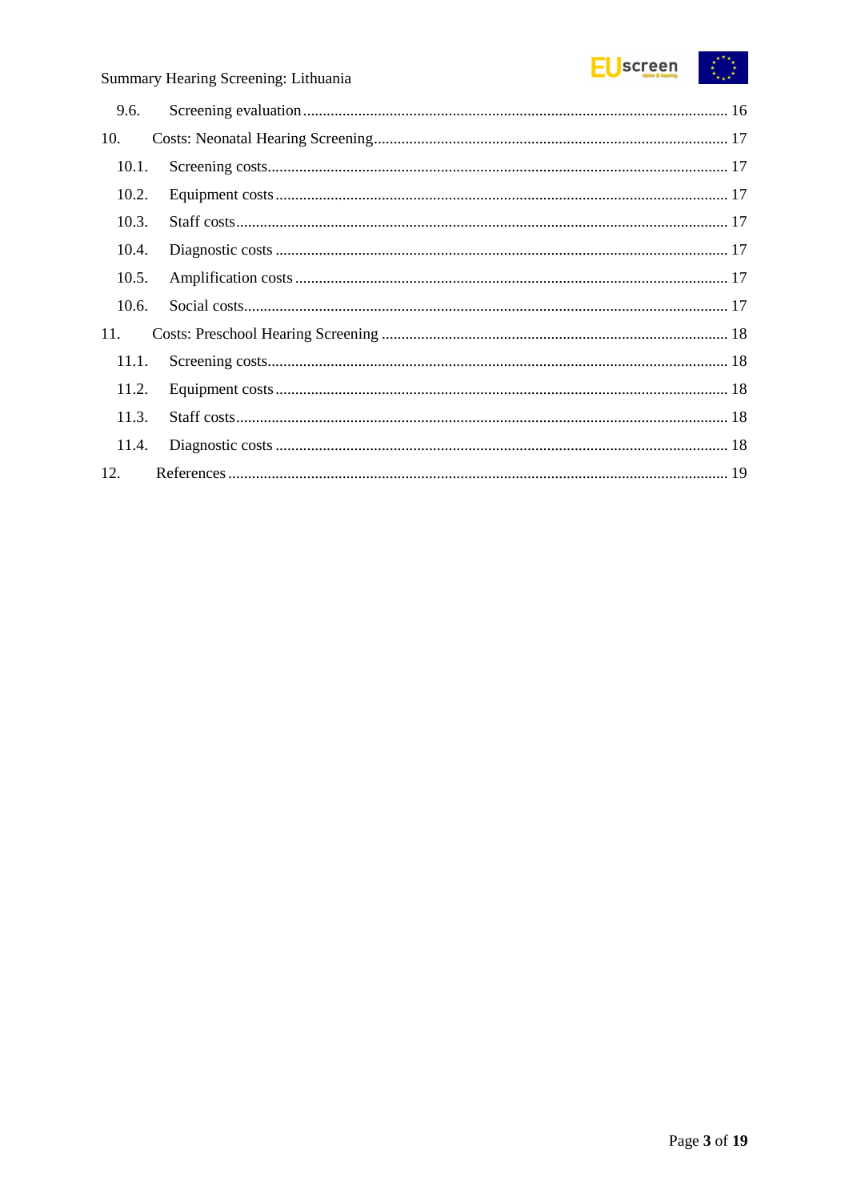9.6. Screening evaluation ........ 16

10. Costs: Neonatal Hearing Screening ........ 17

10.1. Screening costs ........ 17

10.2. Equipment costs ........ 17

10.3. Staff costs ........ 17

10.4. Diagnostic costs ........ 17

10.5. Amplification costs ........ 17

10.6. Social costs ........ 17

11. Costs: Preschool Hearing Screening ........ 18

11.1. Screening costs ........ 18

11.2. Equipment costs ........ 18

11.3. Staff costs ........ 18

11.4. Diagnostic costs ........ 18

12. References ........ 19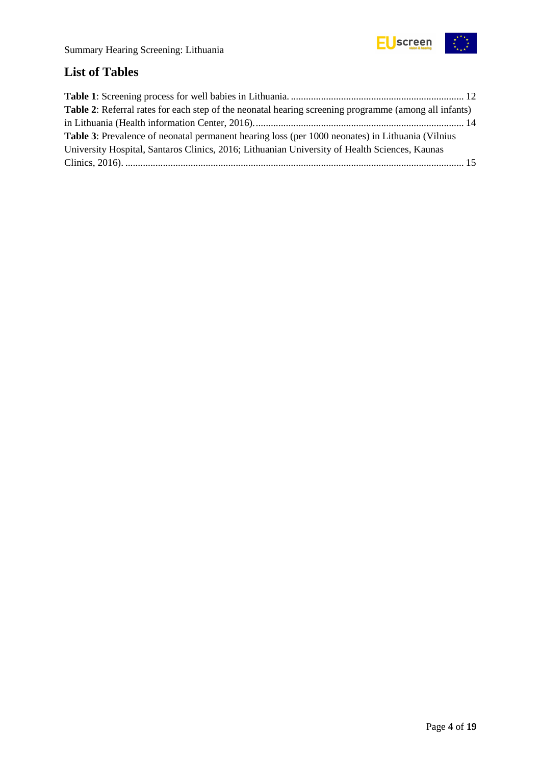## List of Tables

**Table 1**: Screening process for well babies in Lithuania. ..................................................................... 12

**Table 2**: Referral rates for each step of the neonatal hearing screening programme (among all infants) in Lithuania (Health information Center, 2016). ................................................................................... 14

**Table 3**: Prevalence of neonatal permanent hearing loss (per 1000 neonates) in Lithuania (Vilnius University Hospital, Santaros Clinics, 2016; Lithuanian University of Health Sciences, Kaunas Clinics, 2016). ....................................................................................................................................... 15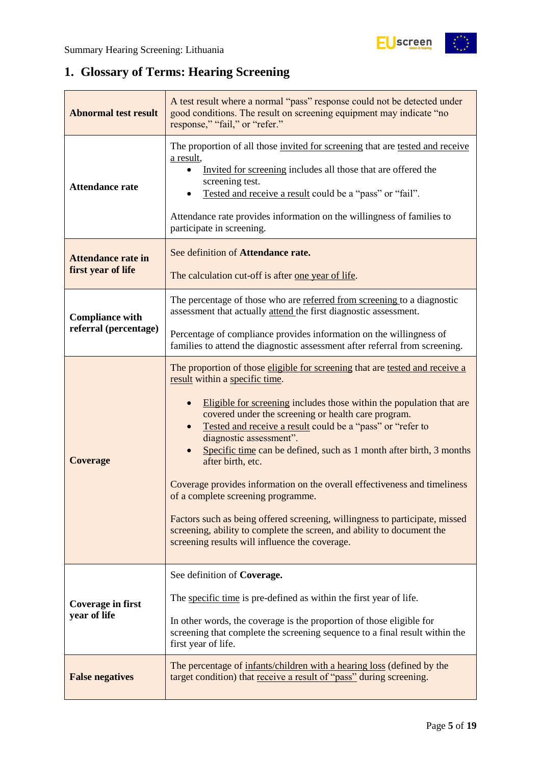## 1. Glossary of Terms: Hearing Screening

| | |
|---|---|
| **Abnormal test result** | A test result where a normal "pass" response could not be detected under good conditions. The result on screening equipment may indicate "no response," "fail," or "refer." |
| **Attendance rate** | The proportion of all those invited for screening that are tested and receive a result,<br>• Invited for screening includes all those that are offered the screening test.<br>• Tested and receive a result could be a "pass" or "fail".<br><br>Attendance rate provides information on the willingness of families to participate in screening. |
| **Attendance rate in first year of life** | See definition of **Attendance rate.**<br><br>The calculation cut-off is after one year of life. |
| **Compliance with referral (percentage)** | The percentage of those who are referred from screening to a diagnostic assessment that actually attend the first diagnostic assessment.<br><br>Percentage of compliance provides information on the willingness of families to attend the diagnostic assessment after referral from screening. |
| **Coverage** | The proportion of those eligible for screening that are tested and receive a result within a specific time.<br><br>• Eligible for screening includes those within the population that are covered under the screening or health care program.<br>• Tested and receive a result could be a "pass" or "refer to diagnostic assessment".<br>• Specific time can be defined, such as 1 month after birth, 3 months after birth, etc.<br><br>Coverage provides information on the overall effectiveness and timeliness of a complete screening programme.<br><br>Factors such as being offered screening, willingness to participate, missed screening, ability to complete the screen, and ability to document the screening results will influence the coverage. |
| **Coverage in first year of life** | See definition of **Coverage.**<br><br>The specific time is pre-defined as within the first year of life.<br><br>In other words, the coverage is the proportion of those eligible for screening that complete the screening sequence to a final result within the first year of life. |
| **False negatives** | The percentage of infants/children with a hearing loss (defined by the target condition) that receive a result of "pass" during screening. |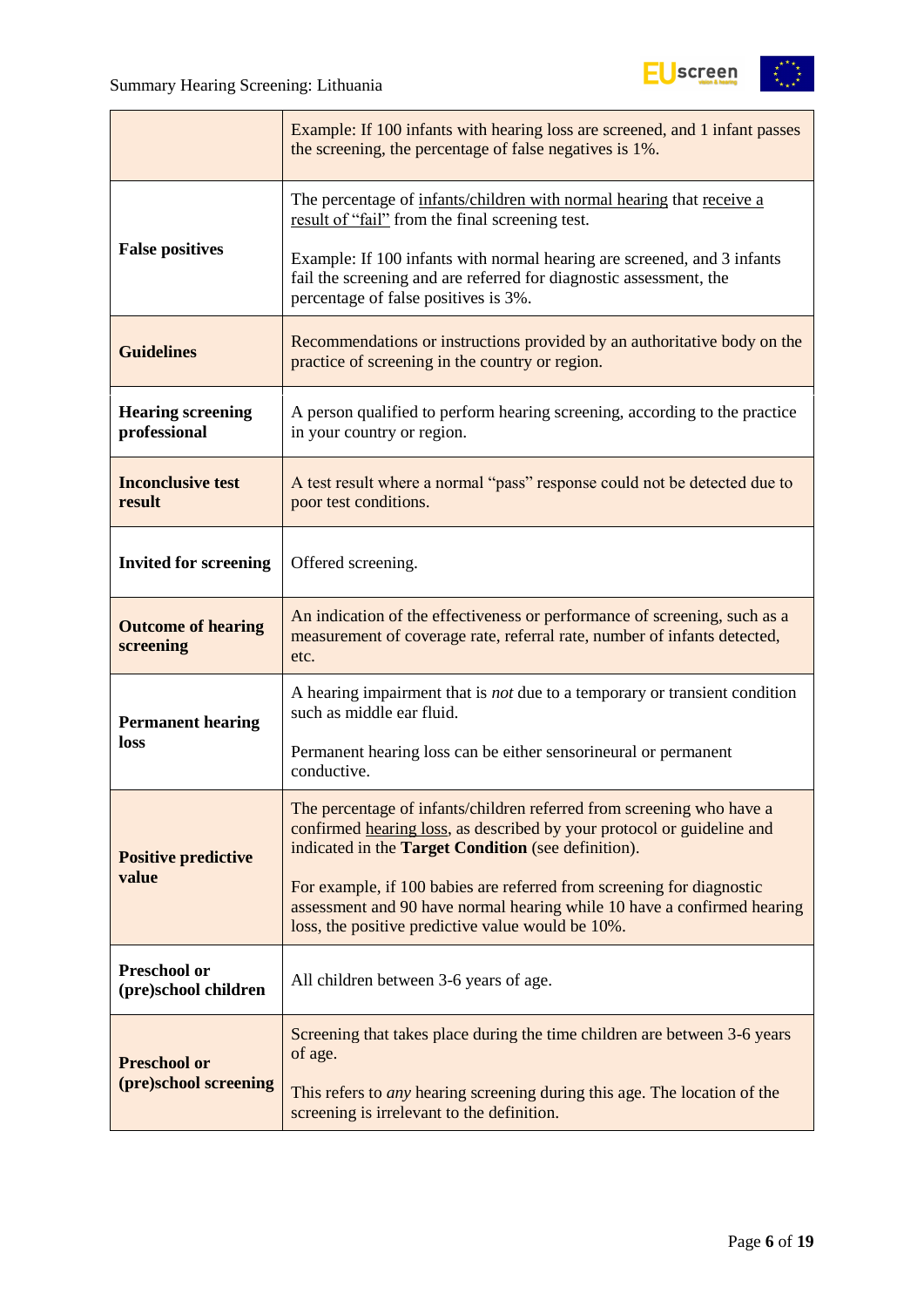| | |
|---|---|
| | Example: If 100 infants with hearing loss are screened, and 1 infant passes the screening, the percentage of false negatives is 1%. |
| **False positives** | The percentage of infants/children with normal hearing that receive a result of "fail" from the final screening test.<br><br>Example: If 100 infants with normal hearing are screened, and 3 infants fail the screening and are referred for diagnostic assessment, the percentage of false positives is 3%. |
| **Guidelines** | Recommendations or instructions provided by an authoritative body on the practice of screening in the country or region. |
| **Hearing screening professional** | A person qualified to perform hearing screening, according to the practice in your country or region. |
| **Inconclusive test result** | A test result where a normal "pass" response could not be detected due to poor test conditions. |
| **Invited for screening** | Offered screening. |
| **Outcome of hearing screening** | An indication of the effectiveness or performance of screening, such as a measurement of coverage rate, referral rate, number of infants detected, etc. |
| **Permanent hearing loss** | A hearing impairment that is *not* due to a temporary or transient condition such as middle ear fluid.<br><br>Permanent hearing loss can be either sensorineural or permanent conductive. |
| **Positive predictive value** | The percentage of infants/children referred from screening who have a confirmed hearing loss, as described by your protocol or guideline and indicated in the **Target Condition** (see definition).<br><br>For example, if 100 babies are referred from screening for diagnostic assessment and 90 have normal hearing while 10 have a confirmed hearing loss, the positive predictive value would be 10%. |
| **Preschool or (pre)school children** | All children between 3-6 years of age. |
| **Preschool or (pre)school screening** | Screening that takes place during the time children are between 3-6 years of age.<br><br>This refers to *any* hearing screening during this age. The location of the screening is irrelevant to the definition. |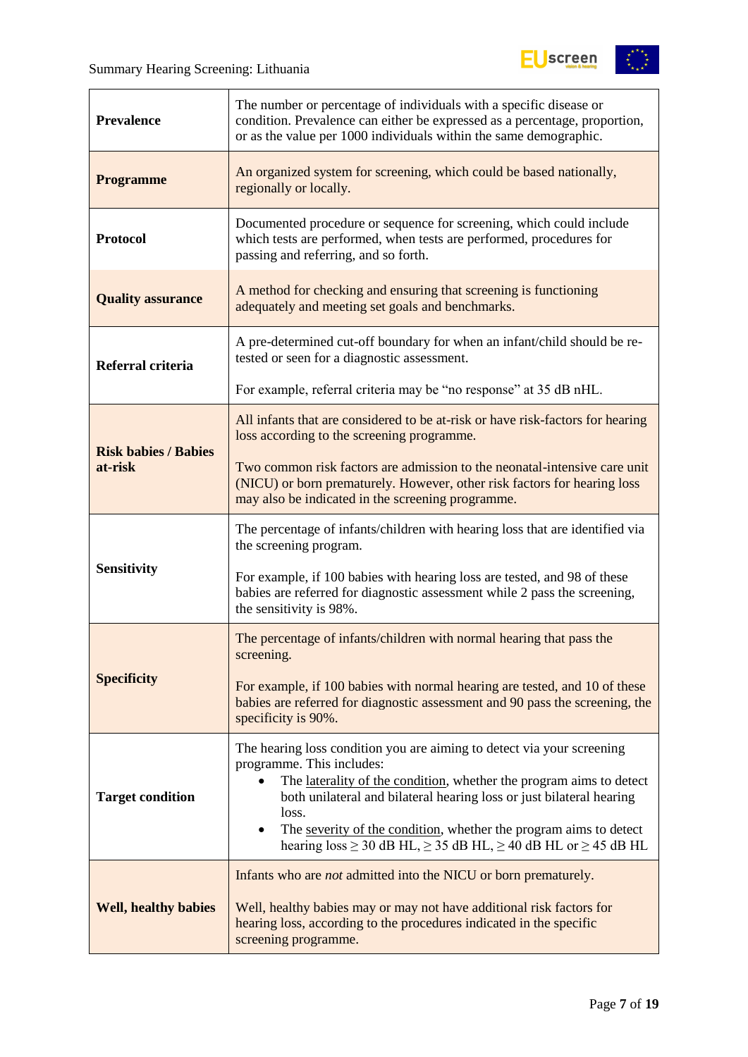| | |
|---|---|
| **Prevalence** | The number or percentage of individuals with a specific disease or condition. Prevalence can either be expressed as a percentage, proportion, or as the value per 1000 individuals within the same demographic. |
| **Programme** | An organized system for screening, which could be based nationally, regionally or locally. |
| **Protocol** | Documented procedure or sequence for screening, which could include which tests are performed, when tests are performed, procedures for passing and referring, and so forth. |
| **Quality assurance** | A method for checking and ensuring that screening is functioning adequately and meeting set goals and benchmarks. |
| **Referral criteria** | A pre-determined cut-off boundary for when an infant/child should be re-tested or seen for a diagnostic assessment.<br><br>For example, referral criteria may be "no response" at 35 dB nHL. |
| **Risk babies / Babies at-risk** | All infants that are considered to be at-risk or have risk-factors for hearing loss according to the screening programme.<br><br>Two common risk factors are admission to the neonatal-intensive care unit (NICU) or born prematurely. However, other risk factors for hearing loss may also be indicated in the screening programme. |
| **Sensitivity** | The percentage of infants/children with hearing loss that are identified via the screening program.<br><br>For example, if 100 babies with hearing loss are tested, and 98 of these babies are referred for diagnostic assessment while 2 pass the screening, the sensitivity is 98%. |
| **Specificity** | The percentage of infants/children with normal hearing that pass the screening.<br><br>For example, if 100 babies with normal hearing are tested, and 10 of these babies are referred for diagnostic assessment and 90 pass the screening, the specificity is 90%. |
| **Target condition** | The hearing loss condition you are aiming to detect via your screening programme. This includes:<br>• The laterality of the condition, whether the program aims to detect both unilateral and bilateral hearing loss or just bilateral hearing loss.<br>• The severity of the condition, whether the program aims to detect hearing loss ≥ 30 dB HL, ≥ 35 dB HL, ≥ 40 dB HL or ≥ 45 dB HL |
| **Well, healthy babies** | Infants who are *not* admitted into the NICU or born prematurely.<br><br>Well, healthy babies may or may not have additional risk factors for hearing loss, according to the procedures indicated in the specific screening programme. |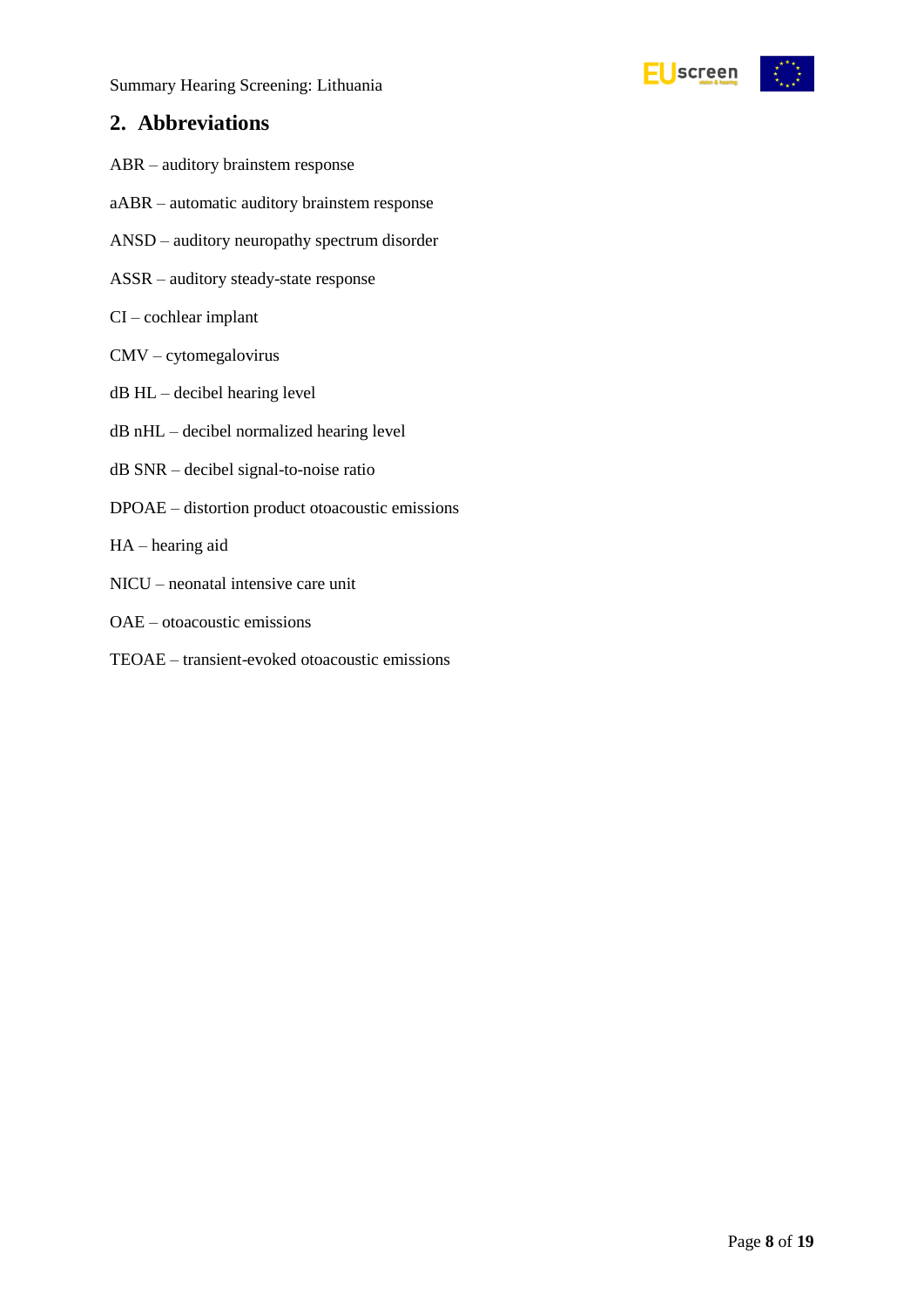## 2. Abbreviations

ABR – auditory brainstem response

aABR – automatic auditory brainstem response

ANSD – auditory neuropathy spectrum disorder

ASSR – auditory steady-state response

CI – cochlear implant

CMV – cytomegalovirus

dB HL – decibel hearing level

dB nHL – decibel normalized hearing level

dB SNR – decibel signal-to-noise ratio

DPOAE – distortion product otoacoustic emissions

HA – hearing aid

NICU – neonatal intensive care unit

OAE – otoacoustic emissions

TEOAE – transient-evoked otoacoustic emissions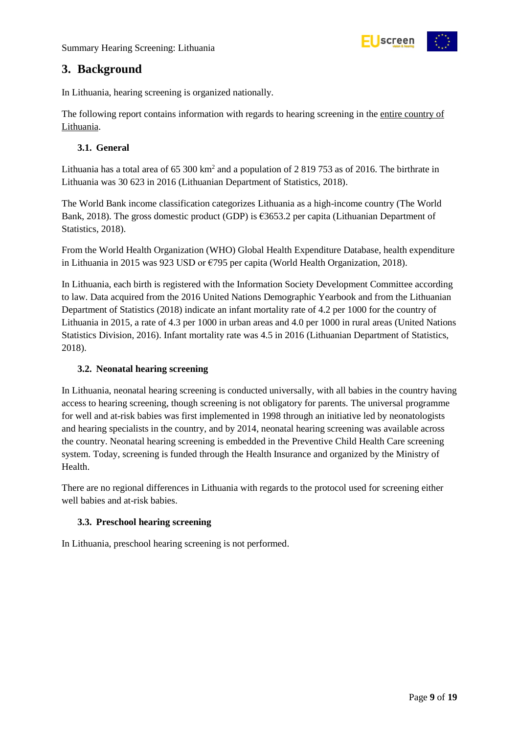# 3. Background

In Lithuania, hearing screening is organized nationally.

The following report contains information with regards to hearing screening in the entire country of Lithuania.

## 3.1. General

Lithuania has a total area of 65 300 km$^2$ and a population of 2 819 753 as of 2016. The birthrate in Lithuania was 30 623 in 2016 (Lithuanian Department of Statistics, 2018).

The World Bank income classification categorizes Lithuania as a high-income country (The World Bank, 2018). The gross domestic product (GDP) is €3653.2 per capita (Lithuanian Department of Statistics, 2018).

From the World Health Organization (WHO) Global Health Expenditure Database, health expenditure in Lithuania in 2015 was 923 USD or €795 per capita (World Health Organization, 2018).

In Lithuania, each birth is registered with the Information Society Development Committee according to law. Data acquired from the 2016 United Nations Demographic Yearbook and from the Lithuanian Department of Statistics (2018) indicate an infant mortality rate of 4.2 per 1000 for the country of Lithuania in 2015, a rate of 4.3 per 1000 in urban areas and 4.0 per 1000 in rural areas (United Nations Statistics Division, 2016). Infant mortality rate was 4.5 in 2016 (Lithuanian Department of Statistics, 2018).

## 3.2. Neonatal hearing screening

In Lithuania, neonatal hearing screening is conducted universally, with all babies in the country having access to hearing screening, though screening is not obligatory for parents. The universal programme for well and at-risk babies was first implemented in 1998 through an initiative led by neonatologists and hearing specialists in the country, and by 2014, neonatal hearing screening was available across the country. Neonatal hearing screening is embedded in the Preventive Child Health Care screening system. Today, screening is funded through the Health Insurance and organized by the Ministry of Health.

There are no regional differences in Lithuania with regards to the protocol used for screening either well babies and at-risk babies.

## 3.3. Preschool hearing screening

In Lithuania, preschool hearing screening is not performed.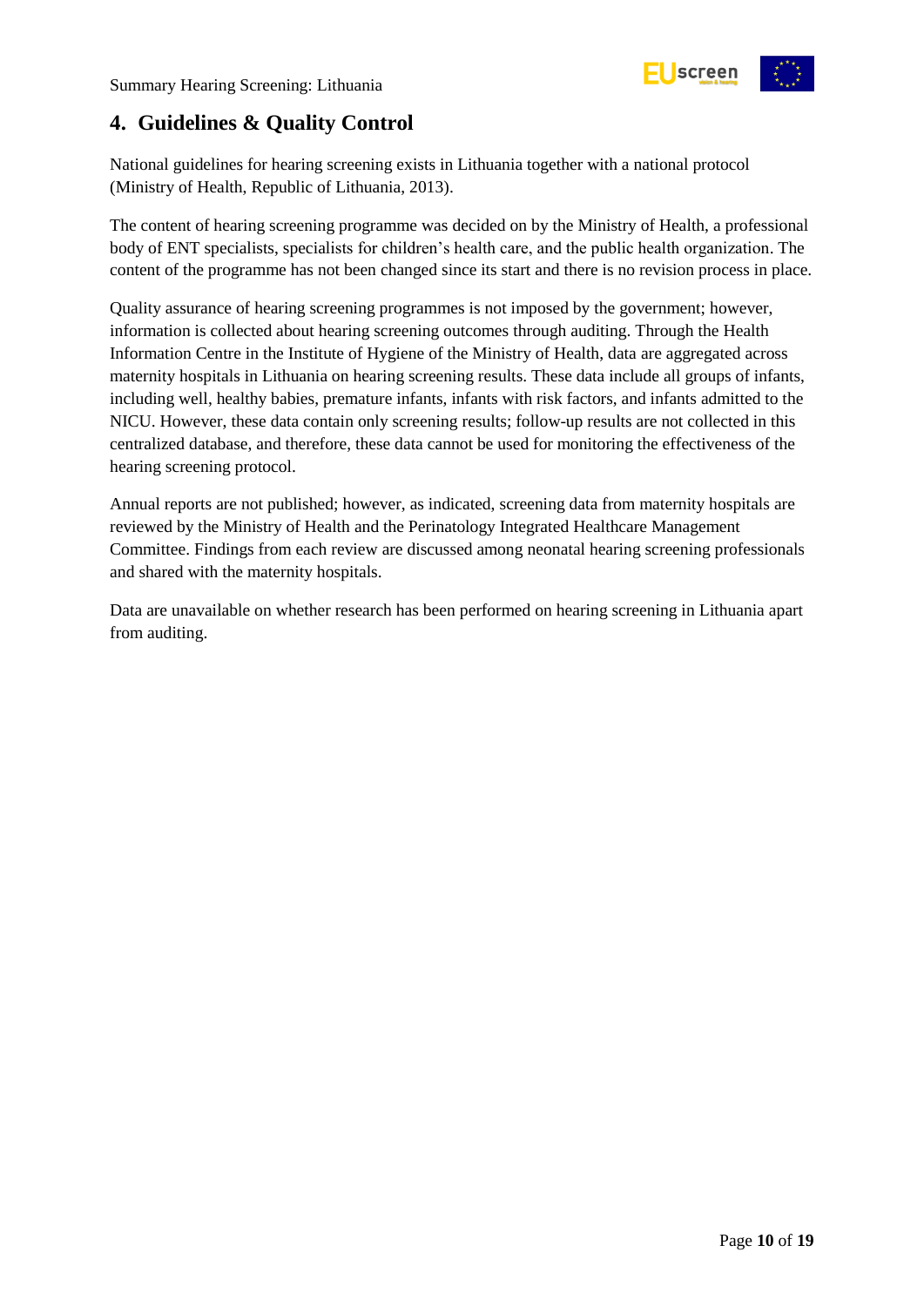## 4. Guidelines & Quality Control

National guidelines for hearing screening exists in Lithuania together with a national protocol (Ministry of Health, Republic of Lithuania, 2013).

The content of hearing screening programme was decided on by the Ministry of Health, a professional body of ENT specialists, specialists for children's health care, and the public health organization. The content of the programme has not been changed since its start and there is no revision process in place.

Quality assurance of hearing screening programmes is not imposed by the government; however, information is collected about hearing screening outcomes through auditing. Through the Health Information Centre in the Institute of Hygiene of the Ministry of Health, data are aggregated across maternity hospitals in Lithuania on hearing screening results. These data include all groups of infants, including well, healthy babies, premature infants, infants with risk factors, and infants admitted to the NICU. However, these data contain only screening results; follow-up results are not collected in this centralized database, and therefore, these data cannot be used for monitoring the effectiveness of the hearing screening protocol.

Annual reports are not published; however, as indicated, screening data from maternity hospitals are reviewed by the Ministry of Health and the Perinatology Integrated Healthcare Management Committee. Findings from each review are discussed among neonatal hearing screening professionals and shared with the maternity hospitals.

Data are unavailable on whether research has been performed on hearing screening in Lithuania apart from auditing.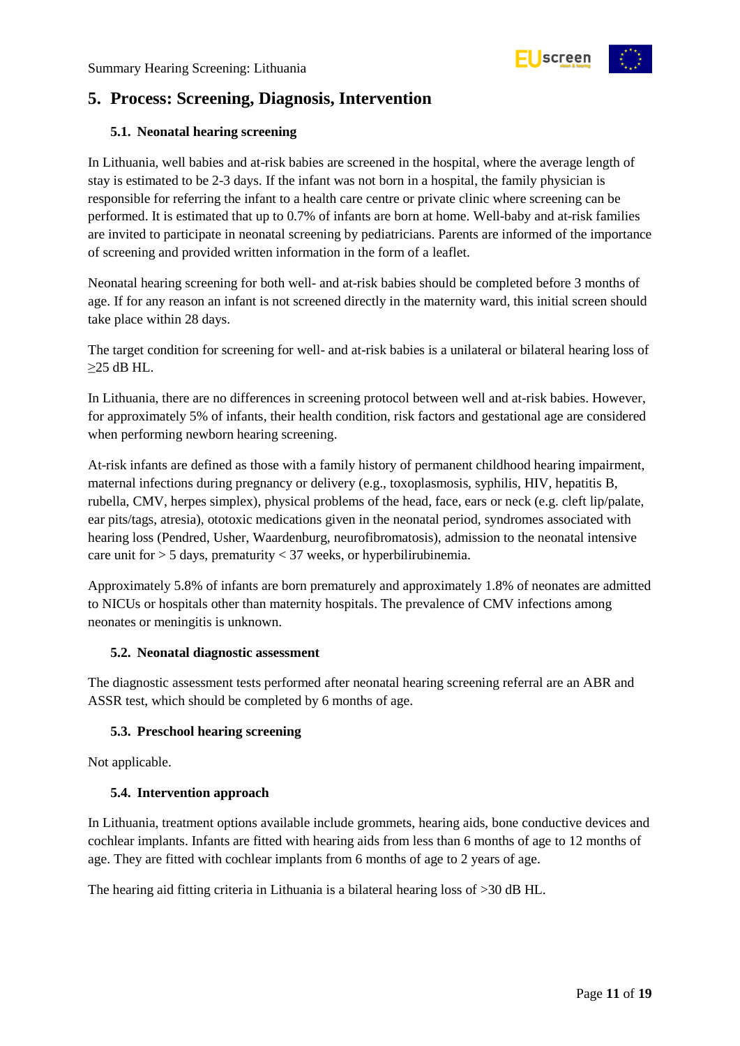## 5. Process: Screening, Diagnosis, Intervention

### 5.1. Neonatal hearing screening

In Lithuania, well babies and at-risk babies are screened in the hospital, where the average length of stay is estimated to be 2-3 days. If the infant was not born in a hospital, the family physician is responsible for referring the infant to a health care centre or private clinic where screening can be performed. It is estimated that up to 0.7% of infants are born at home. Well-baby and at-risk families are invited to participate in neonatal screening by pediatricians. Parents are informed of the importance of screening and provided written information in the form of a leaflet.

Neonatal hearing screening for both well- and at-risk babies should be completed before 3 months of age. If for any reason an infant is not screened directly in the maternity ward, this initial screen should take place within 28 days.

The target condition for screening for well- and at-risk babies is a unilateral or bilateral hearing loss of ≥25 dB HL.

In Lithuania, there are no differences in screening protocol between well and at-risk babies. However, for approximately 5% of infants, their health condition, risk factors and gestational age are considered when performing newborn hearing screening.

At-risk infants are defined as those with a family history of permanent childhood hearing impairment, maternal infections during pregnancy or delivery (e.g., toxoplasmosis, syphilis, HIV, hepatitis B, rubella, CMV, herpes simplex), physical problems of the head, face, ears or neck (e.g. cleft lip/palate, ear pits/tags, atresia), ototoxic medications given in the neonatal period, syndromes associated with hearing loss (Pendred, Usher, Waardenburg, neurofibromatosis), admission to the neonatal intensive care unit for > 5 days, prematurity < 37 weeks, or hyperbilirubinemia.

Approximately 5.8% of infants are born prematurely and approximately 1.8% of neonates are admitted to NICUs or hospitals other than maternity hospitals. The prevalence of CMV infections among neonates or meningitis is unknown.

### 5.2. Neonatal diagnostic assessment

The diagnostic assessment tests performed after neonatal hearing screening referral are an ABR and ASSR test, which should be completed by 6 months of age.

### 5.3. Preschool hearing screening

Not applicable.

### 5.4. Intervention approach

In Lithuania, treatment options available include grommets, hearing aids, bone conductive devices and cochlear implants. Infants are fitted with hearing aids from less than 6 months of age to 12 months of age. They are fitted with cochlear implants from 6 months of age to 2 years of age.

The hearing aid fitting criteria in Lithuania is a bilateral hearing loss of >30 dB HL.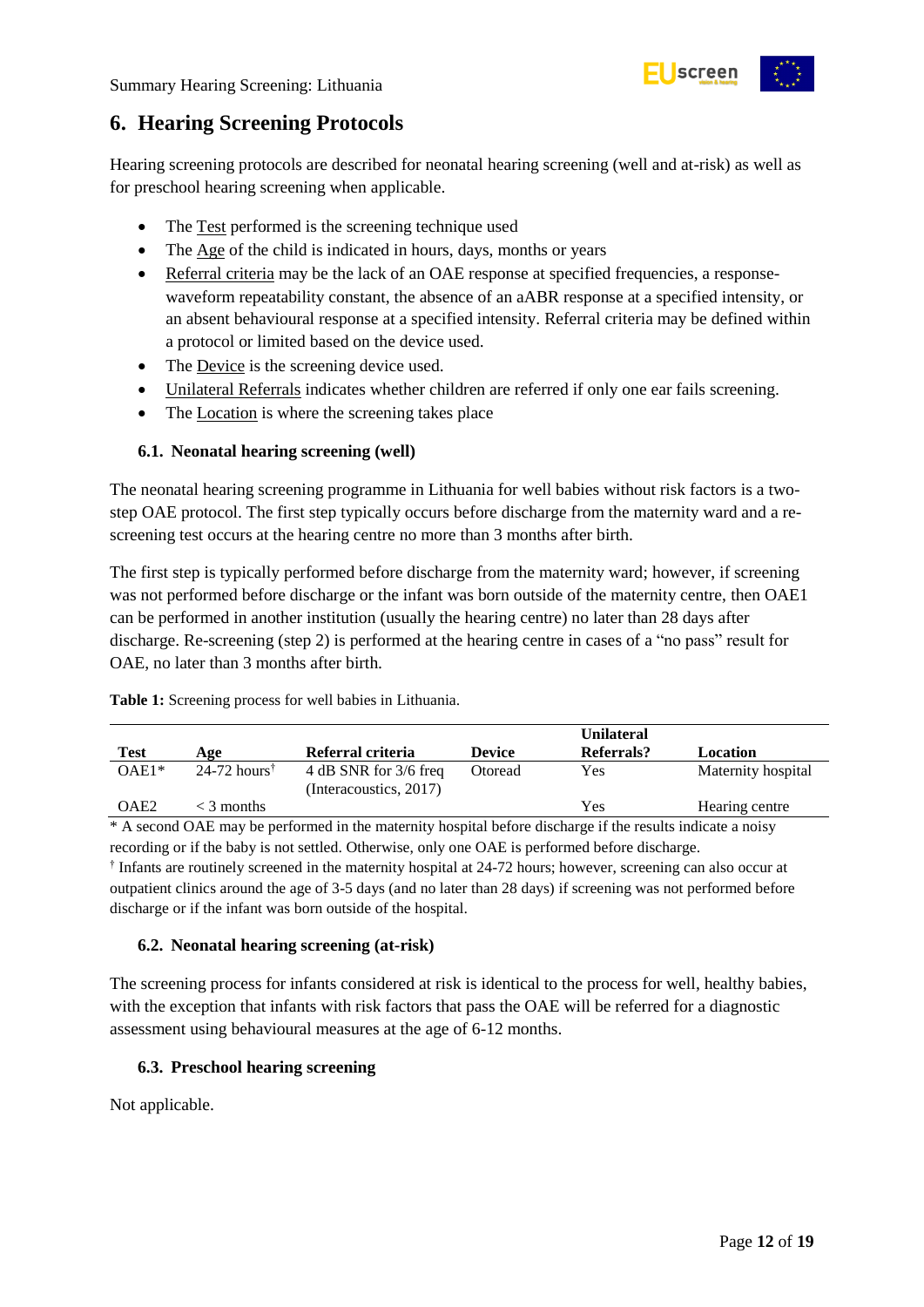# 6. Hearing Screening Protocols

Hearing screening protocols are described for neonatal hearing screening (well and at-risk) as well as for preschool hearing screening when applicable.

- The Test performed is the screening technique used
- The Age of the child is indicated in hours, days, months or years
- Referral criteria may be the lack of an OAE response at specified frequencies, a response-waveform repeatability constant, the absence of an aABR response at a specified intensity, or an absent behavioural response at a specified intensity. Referral criteria may be defined within a protocol or limited based on the device used.
- The Device is the screening device used.
- Unilateral Referrals indicates whether children are referred if only one ear fails screening.
- The Location is where the screening takes place

## 6.1. Neonatal hearing screening (well)

The neonatal hearing screening programme in Lithuania for well babies without risk factors is a two-step OAE protocol. The first step typically occurs before discharge from the maternity ward and a re-screening test occurs at the hearing centre no more than 3 months after birth.

The first step is typically performed before discharge from the maternity ward; however, if screening was not performed before discharge or the infant was born outside of the maternity centre, then OAE1 can be performed in another institution (usually the hearing centre) no later than 28 days after discharge. Re-screening (step 2) is performed at the hearing centre in cases of a "no pass" result for OAE, no later than 3 months after birth.

**Table 1:** Screening process for well babies in Lithuania.

| Test | Age | Referral criteria | Device | Unilateral Referrals? | Location |
|---|---|---|---|---|---|
| OAE1* | 24-72 hours† | 4 dB SNR for 3/6 freq (Interacoustics, 2017) | Otoread | Yes | Maternity hospital |
| OAE2 | < 3 months | | | Yes | Hearing centre |

\* A second OAE may be performed in the maternity hospital before discharge if the results indicate a noisy recording or if the baby is not settled. Otherwise, only one OAE is performed before discharge.

† Infants are routinely screened in the maternity hospital at 24-72 hours; however, screening can also occur at outpatient clinics around the age of 3-5 days (and no later than 28 days) if screening was not performed before discharge or if the infant was born outside of the hospital.

## 6.2. Neonatal hearing screening (at-risk)

The screening process for infants considered at risk is identical to the process for well, healthy babies, with the exception that infants with risk factors that pass the OAE will be referred for a diagnostic assessment using behavioural measures at the age of 6-12 months.

## 6.3. Preschool hearing screening

Not applicable.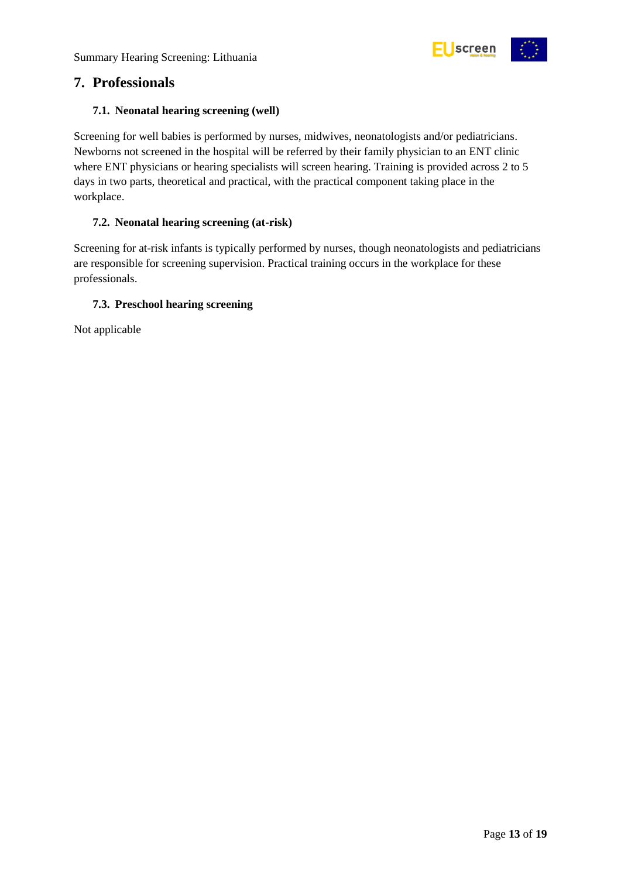## 7. Professionals

### 7.1. Neonatal hearing screening (well)

Screening for well babies is performed by nurses, midwives, neonatologists and/or pediatricians. Newborns not screened in the hospital will be referred by their family physician to an ENT clinic where ENT physicians or hearing specialists will screen hearing. Training is provided across 2 to 5 days in two parts, theoretical and practical, with the practical component taking place in the workplace.

### 7.2. Neonatal hearing screening (at-risk)

Screening for at-risk infants is typically performed by nurses, though neonatologists and pediatricians are responsible for screening supervision. Practical training occurs in the workplace for these professionals.

### 7.3. Preschool hearing screening

Not applicable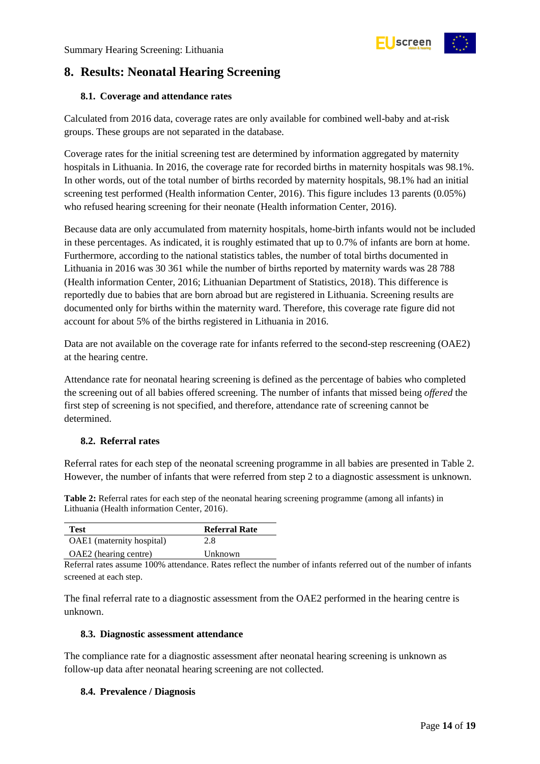## 8. Results: Neonatal Hearing Screening

### 8.1. Coverage and attendance rates

Calculated from 2016 data, coverage rates are only available for combined well-baby and at-risk groups. These groups are not separated in the database.

Coverage rates for the initial screening test are determined by information aggregated by maternity hospitals in Lithuania. In 2016, the coverage rate for recorded births in maternity hospitals was 98.1%. In other words, out of the total number of births recorded by maternity hospitals, 98.1% had an initial screening test performed (Health information Center, 2016). This figure includes 13 parents (0.05%) who refused hearing screening for their neonate (Health information Center, 2016).

Because data are only accumulated from maternity hospitals, home-birth infants would not be included in these percentages. As indicated, it is roughly estimated that up to 0.7% of infants are born at home. Furthermore, according to the national statistics tables, the number of total births documented in Lithuania in 2016 was 30 361 while the number of births reported by maternity wards was 28 788 (Health information Center, 2016; Lithuanian Department of Statistics, 2018). This difference is reportedly due to babies that are born abroad but are registered in Lithuania. Screening results are documented only for births within the maternity ward. Therefore, this coverage rate figure did not account for about 5% of the births registered in Lithuania in 2016.

Data are not available on the coverage rate for infants referred to the second-step rescreening (OAE2) at the hearing centre.

Attendance rate for neonatal hearing screening is defined as the percentage of babies who completed the screening out of all babies offered screening. The number of infants that missed being *offered* the first step of screening is not specified, and therefore, attendance rate of screening cannot be determined.

### 8.2. Referral rates

Referral rates for each step of the neonatal screening programme in all babies are presented in Table 2. However, the number of infants that were referred from step 2 to a diagnostic assessment is unknown.

**Table 2:** Referral rates for each step of the neonatal hearing screening programme (among all infants) in Lithuania (Health information Center, 2016).

| Test | Referral Rate |
|---|---|
| OAE1 (maternity hospital) | 2.8 |
| OAE2 (hearing centre) | Unknown |

Referral rates assume 100% attendance. Rates reflect the number of infants referred out of the number of infants screened at each step.

The final referral rate to a diagnostic assessment from the OAE2 performed in the hearing centre is unknown.

### 8.3. Diagnostic assessment attendance

The compliance rate for a diagnostic assessment after neonatal hearing screening is unknown as follow-up data after neonatal hearing screening are not collected.

### 8.4. Prevalence / Diagnosis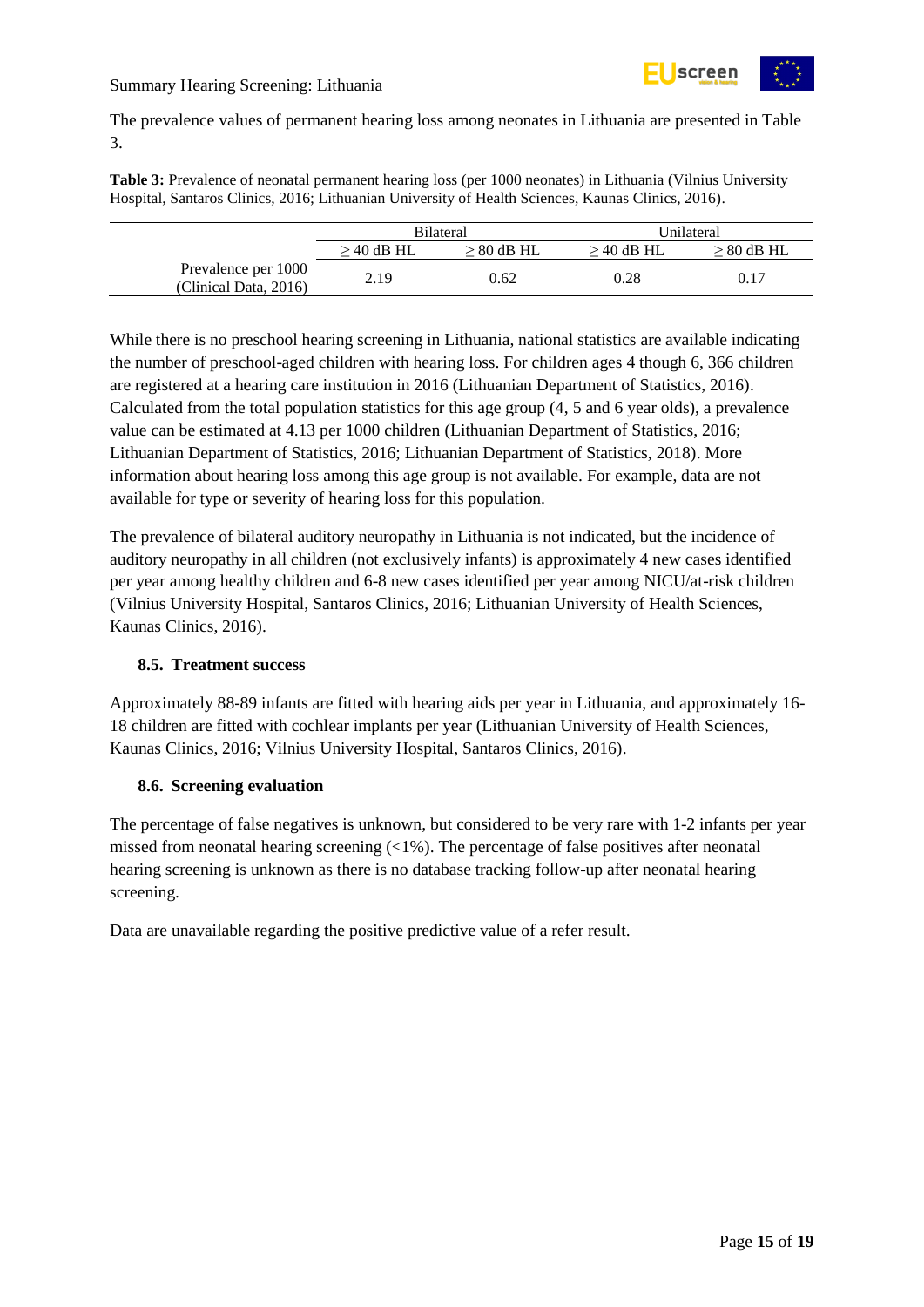The prevalence values of permanent hearing loss among neonates in Lithuania are presented in Table 3.

**Table 3:** Prevalence of neonatal permanent hearing loss (per 1000 neonates) in Lithuania (Vilnius University Hospital, Santaros Clinics, 2016; Lithuanian University of Health Sciences, Kaunas Clinics, 2016).

| | Bilateral | | Unilateral | |
|---|---|---|---|---|
| | ≥ 40 dB HL | ≥ 80 dB HL | ≥ 40 dB HL | ≥ 80 dB HL |
| Prevalence per 1000 (Clinical Data, 2016) | 2.19 | 0.62 | 0.28 | 0.17 |

While there is no preschool hearing screening in Lithuania, national statistics are available indicating the number of preschool-aged children with hearing loss. For children ages 4 though 6, 366 children are registered at a hearing care institution in 2016 (Lithuanian Department of Statistics, 2016). Calculated from the total population statistics for this age group (4, 5 and 6 year olds), a prevalence value can be estimated at 4.13 per 1000 children (Lithuanian Department of Statistics, 2016; Lithuanian Department of Statistics, 2016; Lithuanian Department of Statistics, 2018). More information about hearing loss among this age group is not available. For example, data are not available for type or severity of hearing loss for this population.

The prevalence of bilateral auditory neuropathy in Lithuania is not indicated, but the incidence of auditory neuropathy in all children (not exclusively infants) is approximately 4 new cases identified per year among healthy children and 6-8 new cases identified per year among NICU/at-risk children (Vilnius University Hospital, Santaros Clinics, 2016; Lithuanian University of Health Sciences, Kaunas Clinics, 2016).

### 8.5. Treatment success

Approximately 88-89 infants are fitted with hearing aids per year in Lithuania, and approximately 16-18 children are fitted with cochlear implants per year (Lithuanian University of Health Sciences, Kaunas Clinics, 2016; Vilnius University Hospital, Santaros Clinics, 2016).

### 8.6. Screening evaluation

The percentage of false negatives is unknown, but considered to be very rare with 1-2 infants per year missed from neonatal hearing screening (<1%). The percentage of false positives after neonatal hearing screening is unknown as there is no database tracking follow-up after neonatal hearing screening.

Data are unavailable regarding the positive predictive value of a refer result.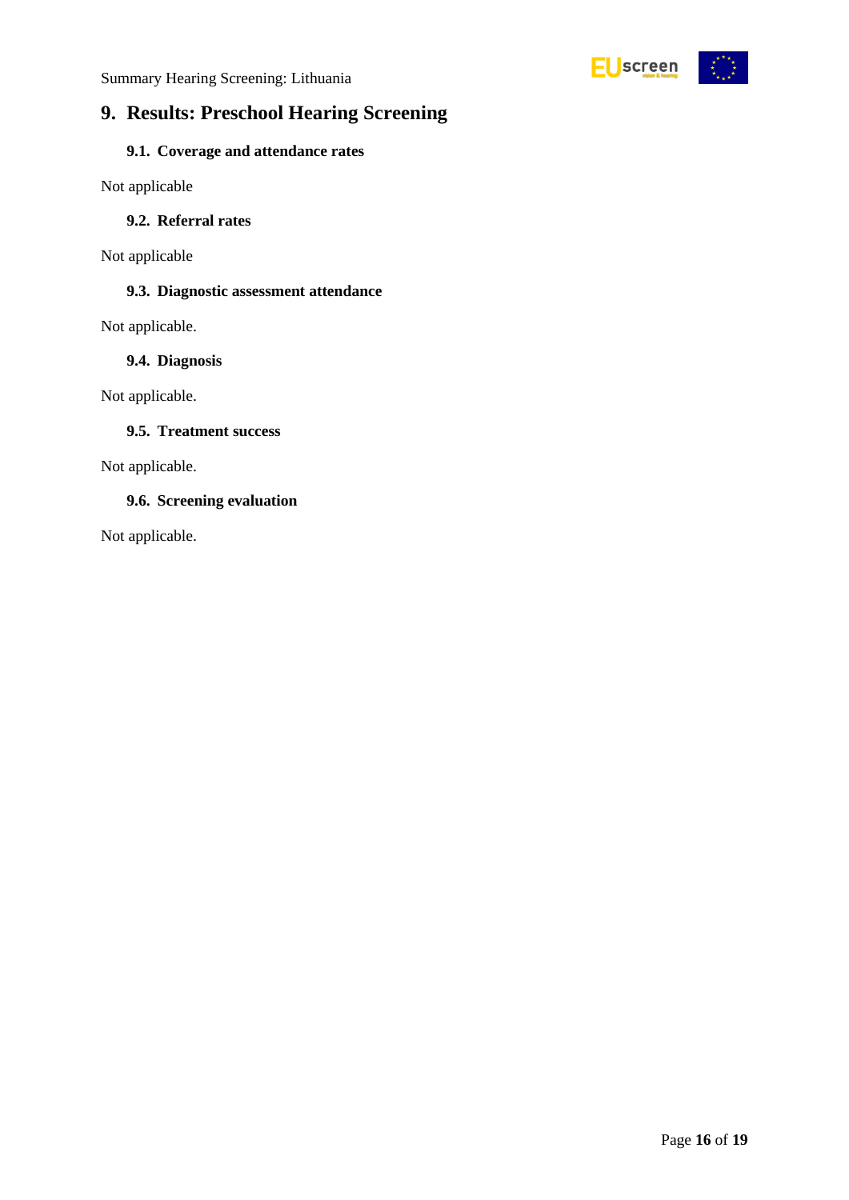# 9. Results: Preschool Hearing Screening

## 9.1. Coverage and attendance rates

Not applicable

## 9.2. Referral rates

Not applicable

## 9.3. Diagnostic assessment attendance

Not applicable.

## 9.4. Diagnosis

Not applicable.

## 9.5. Treatment success

Not applicable.

## 9.6. Screening evaluation

Not applicable.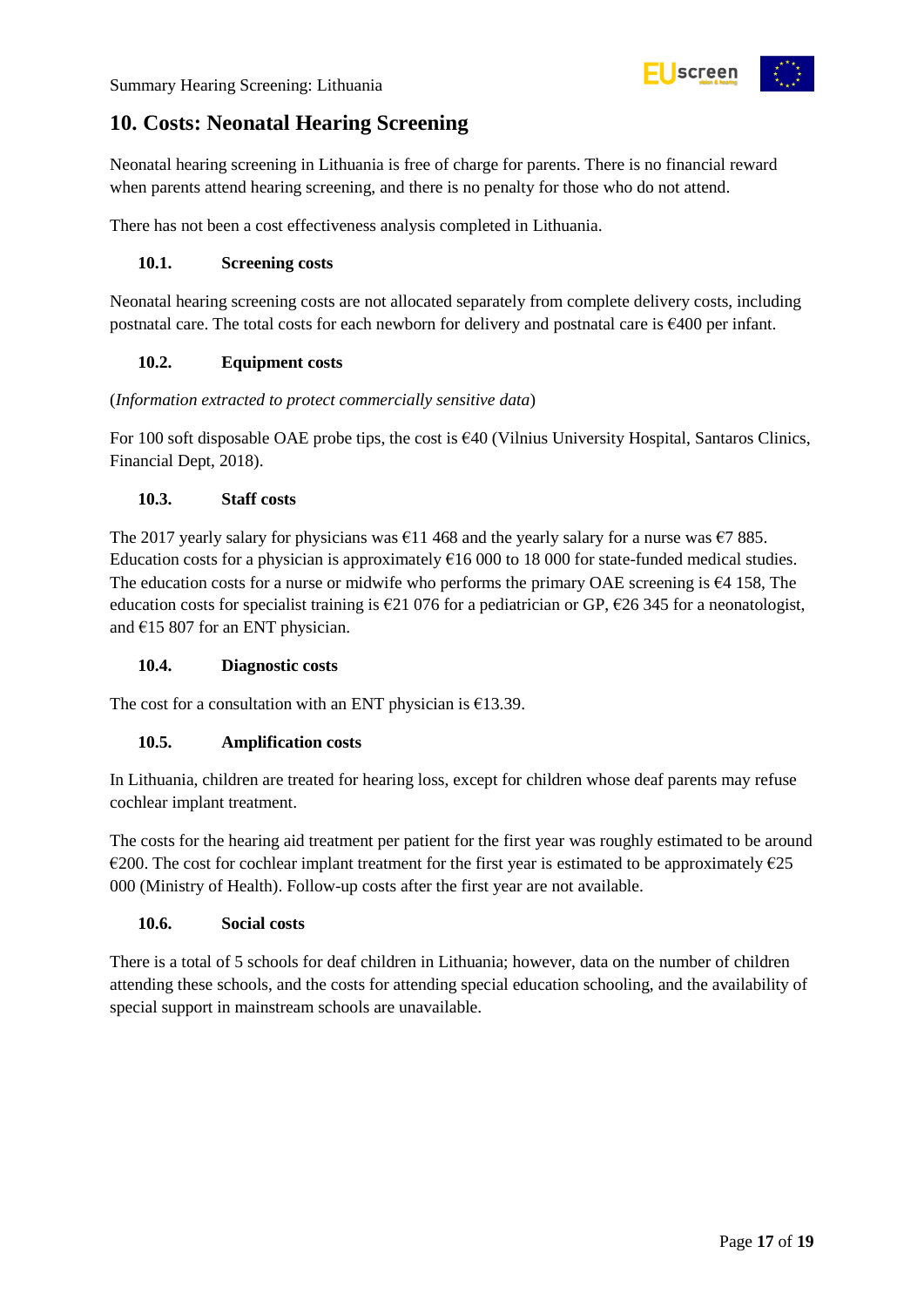# 10. Costs: Neonatal Hearing Screening

Neonatal hearing screening in Lithuania is free of charge for parents. There is no financial reward when parents attend hearing screening, and there is no penalty for those who do not attend.

There has not been a cost effectiveness analysis completed in Lithuania.

## 10.1. Screening costs

Neonatal hearing screening costs are not allocated separately from complete delivery costs, including postnatal care. The total costs for each newborn for delivery and postnatal care is €400 per infant.

## 10.2. Equipment costs

(*Information extracted to protect commercially sensitive data*)

For 100 soft disposable OAE probe tips, the cost is €40 (Vilnius University Hospital, Santaros Clinics, Financial Dept, 2018).

## 10.3. Staff costs

The 2017 yearly salary for physicians was €11 468 and the yearly salary for a nurse was €7 885. Education costs for a physician is approximately €16 000 to 18 000 for state-funded medical studies. The education costs for a nurse or midwife who performs the primary OAE screening is €4 158, The education costs for specialist training is €21 076 for a pediatrician or GP, €26 345 for a neonatologist, and €15 807 for an ENT physician.

## 10.4. Diagnostic costs

The cost for a consultation with an ENT physician is €13.39.

## 10.5. Amplification costs

In Lithuania, children are treated for hearing loss, except for children whose deaf parents may refuse cochlear implant treatment.

The costs for the hearing aid treatment per patient for the first year was roughly estimated to be around €200. The cost for cochlear implant treatment for the first year is estimated to be approximately €25 000 (Ministry of Health). Follow-up costs after the first year are not available.

## 10.6. Social costs

There is a total of 5 schools for deaf children in Lithuania; however, data on the number of children attending these schools, and the costs for attending special education schooling, and the availability of special support in mainstream schools are unavailable.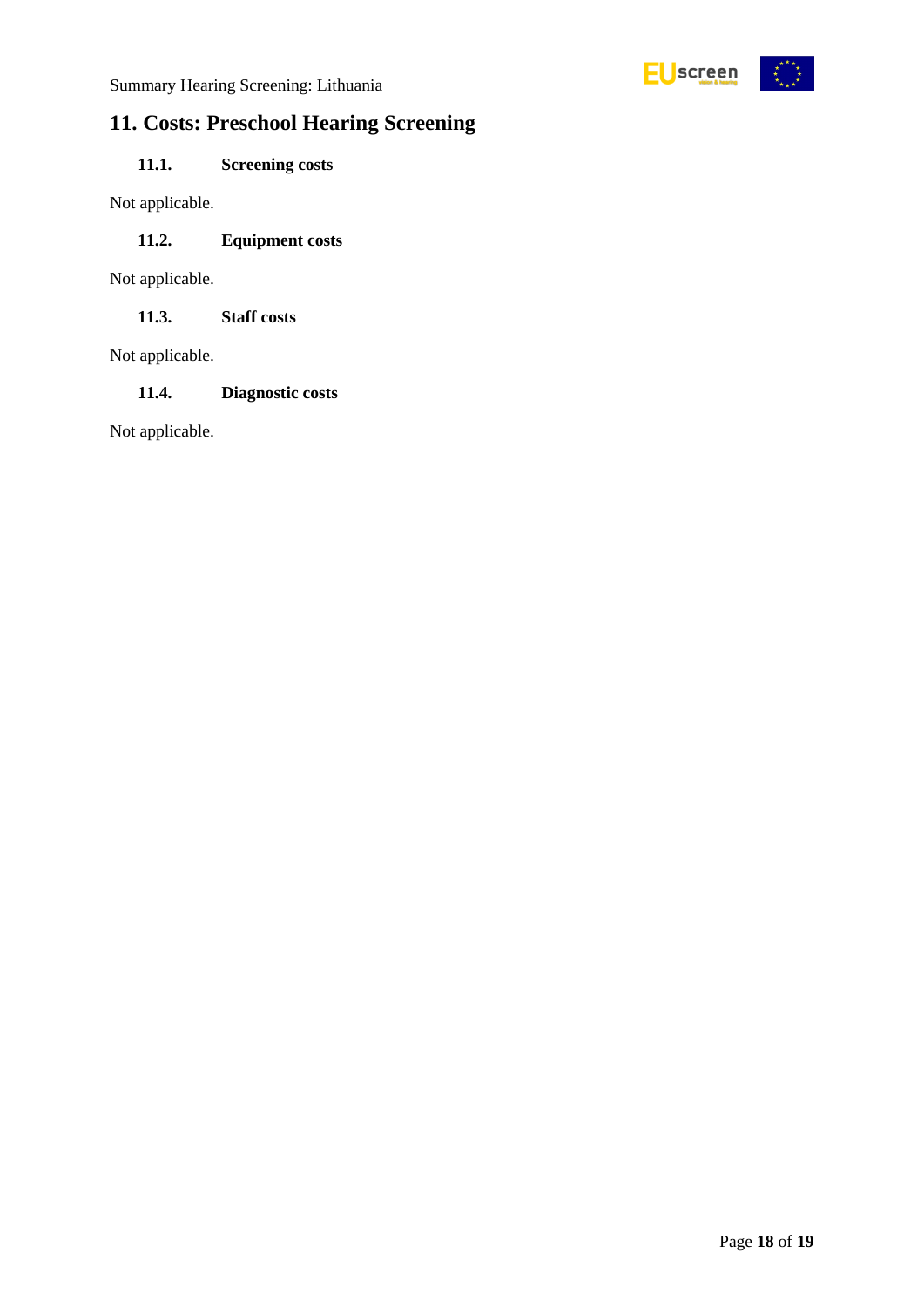# 11. Costs: Preschool Hearing Screening

## 11.1. Screening costs

Not applicable.

## 11.2. Equipment costs

Not applicable.

## 11.3. Staff costs

Not applicable.

## 11.4. Diagnostic costs

Not applicable.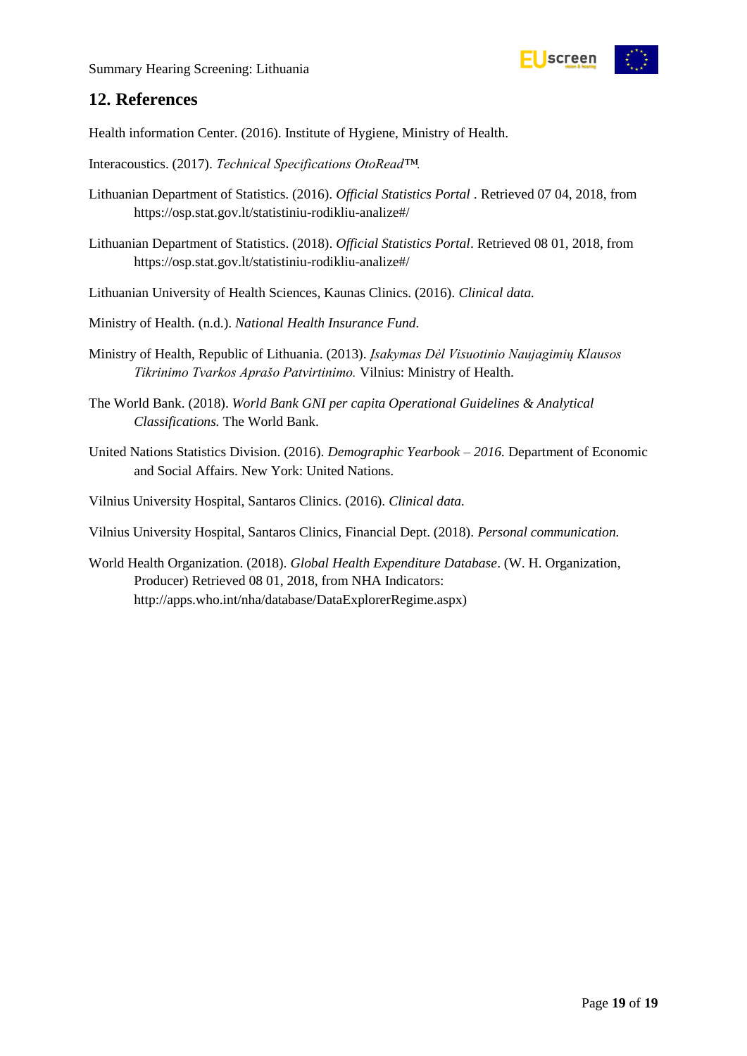## 12. References

Health information Center. (2016). Institute of Hygiene, Ministry of Health.

Interacoustics. (2017). *Technical Specifications OtoRead™.*

Lithuanian Department of Statistics. (2016). *Official Statistics Portal* . Retrieved 07 04, 2018, from https://osp.stat.gov.lt/statistiniu-rodikliu-analize#/

Lithuanian Department of Statistics. (2018). *Official Statistics Portal*. Retrieved 08 01, 2018, from https://osp.stat.gov.lt/statistiniu-rodikliu-analize#/

Lithuanian University of Health Sciences, Kaunas Clinics. (2016). *Clinical data.*

Ministry of Health. (n.d.). *National Health Insurance Fund.*

Ministry of Health, Republic of Lithuania. (2013). *Įsakymas Dėl Visuotinio Naujagimių Klausos Tikrinimo Tvarkos Aprašo Patvirtinimo.* Vilnius: Ministry of Health.

The World Bank. (2018). *World Bank GNI per capita Operational Guidelines & Analytical Classifications.* The World Bank.

United Nations Statistics Division. (2016). *Demographic Yearbook – 2016.* Department of Economic and Social Affairs. New York: United Nations.

Vilnius University Hospital, Santaros Clinics. (2016). *Clinical data.*

Vilnius University Hospital, Santaros Clinics, Financial Dept. (2018). *Personal communication.*

World Health Organization. (2018). *Global Health Expenditure Database*. (W. H. Organization, Producer) Retrieved 08 01, 2018, from NHA Indicators: http://apps.who.int/nha/database/DataExplorerRegime.aspx)